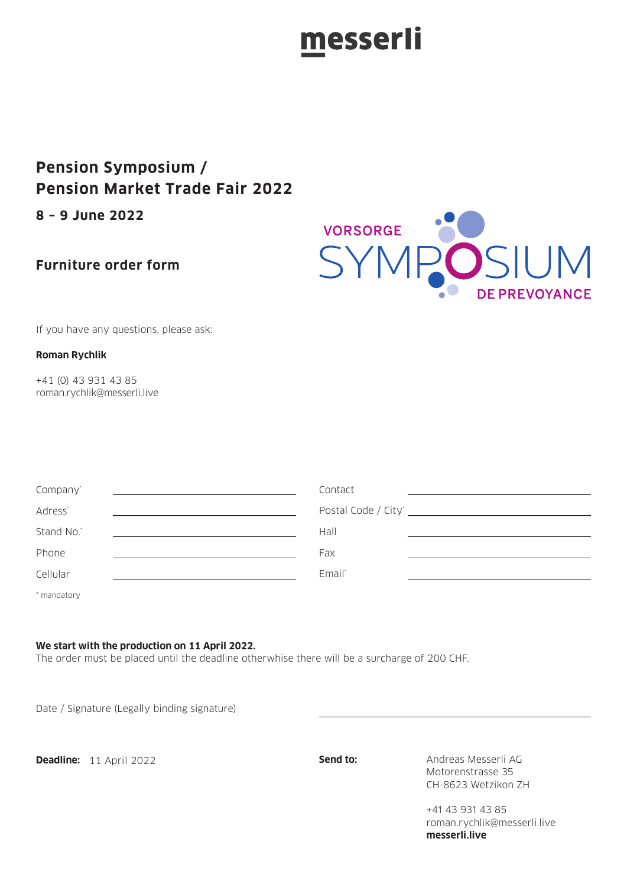messerli

# Pension Symposium / Pension Market Trade Fair 2022

**8 – 9 June 2022**

## Furniture order form

VORSORGE SYMPOSIUM DE PREVOYANCE

If you have any questions, please ask:

**Roman Rychlik**

+41 (0) 43 931 43 85
roman.rychlik@messerli.live

| | | | |
|---|---|---|---|
| Company* | | Contact | |
| Adress* | | Postal Code / City* | |
| Stand No.* | | Hall | |
| Phone | | Fax | |
| Cellular | | Email* | |

* mandatory

**We start with the production on 11 April 2022.**
The order must be placed until the deadline otherwise there will be a surcharge of 200 CHF.

Date / Signature (Legally binding signature) ______________________________

**Deadline:** 11 April 2022

**Send to:**

Andreas Messerli AG
Motorenstrasse 35
CH-8623 Wetzikon ZH

+41 43 931 43 85
roman.rychlik@messerli.live
**messerli.live**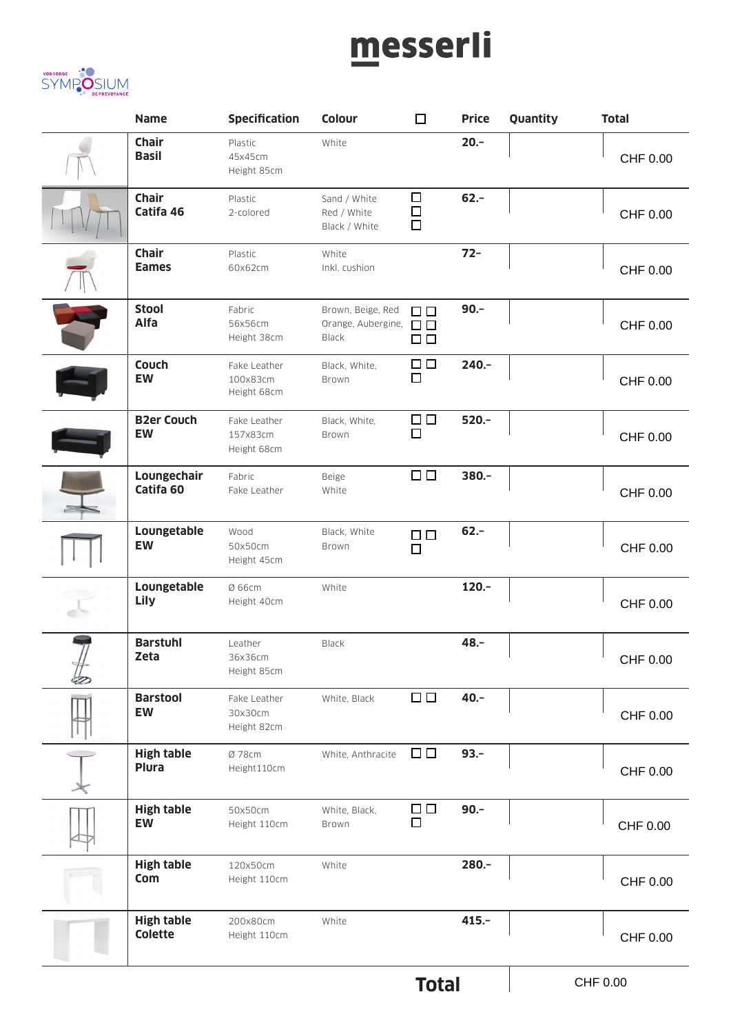# messerli

VORSORGE SYMPOSIUM DE PRÉVOYANCE

| Name | Specification | Colour | ☐ | Price | Quantity | Total |
|---|---|---|---|---|---|---|
| **Chair Basil** | Plastic 45x45cm Height 85cm | White | | **20.-** | | CHF 0.00 |
| **Chair Catifa 46** | Plastic 2-colored | Sand / White Red / White Black / White | ☐ ☐ ☐ | **62.-** | | CHF 0.00 |
| **Chair Eames** | Plastic 60x62cm | White Inkl. cushion | | **72-** | | CHF 0.00 |
| **Stool Alfa** | Fabric 56x56cm Height 38cm | Brown, Beige, Red Orange, Aubergine, Black | ☐ ☐ ☐ ☐ ☐ ☐ | **90.-** | | CHF 0.00 |
| **Couch EW** | Fake Leather 100x83cm Height 68cm | Black, White, Brown | ☐ ☐ ☐ | **240.-** | | CHF 0.00 |
| **B2er Couch EW** | Fake Leather 157x83cm Height 68cm | Black, White, Brown | ☐ ☐ ☐ | **520.-** | | CHF 0.00 |
| **Loungechair Catifa 60** | Fabric Fake Leather | Beige White | ☐ ☐ | **380.-** | | CHF 0.00 |
| **Loungetable EW** | Wood 50x50cm Height 45cm | Black, White Brown | ☐ ☐ ☐ | **62.-** | | CHF 0.00 |
| **Loungetable Lily** | Ø 66cm Height 40cm | White | | **120.-** | | CHF 0.00 |
| **Barstuhl Zeta** | Leather 36x36cm Height 85cm | Black | | **48.-** | | CHF 0.00 |
| **Barstool EW** | Fake Leather 30x30cm Height 82cm | White, Black | ☐ ☐ | **40.-** | | CHF 0.00 |
| **High table Plura** | Ø 78cm Height110cm | White, Anthracite | ☐ ☐ | **93.-** | | CHF 0.00 |
| **High table EW** | 50x50cm Height 110cm | White, Black, Brown | ☐ ☐ ☐ | **90.-** | | CHF 0.00 |
| **High table Com** | 120x50cm Height 110cm | White | | **280.-** | | CHF 0.00 |
| **High table Colette** | 200x80cm Height 110cm | White | | **415.-** | | CHF 0.00 |
| | | | | **Total** | | CHF 0.00 |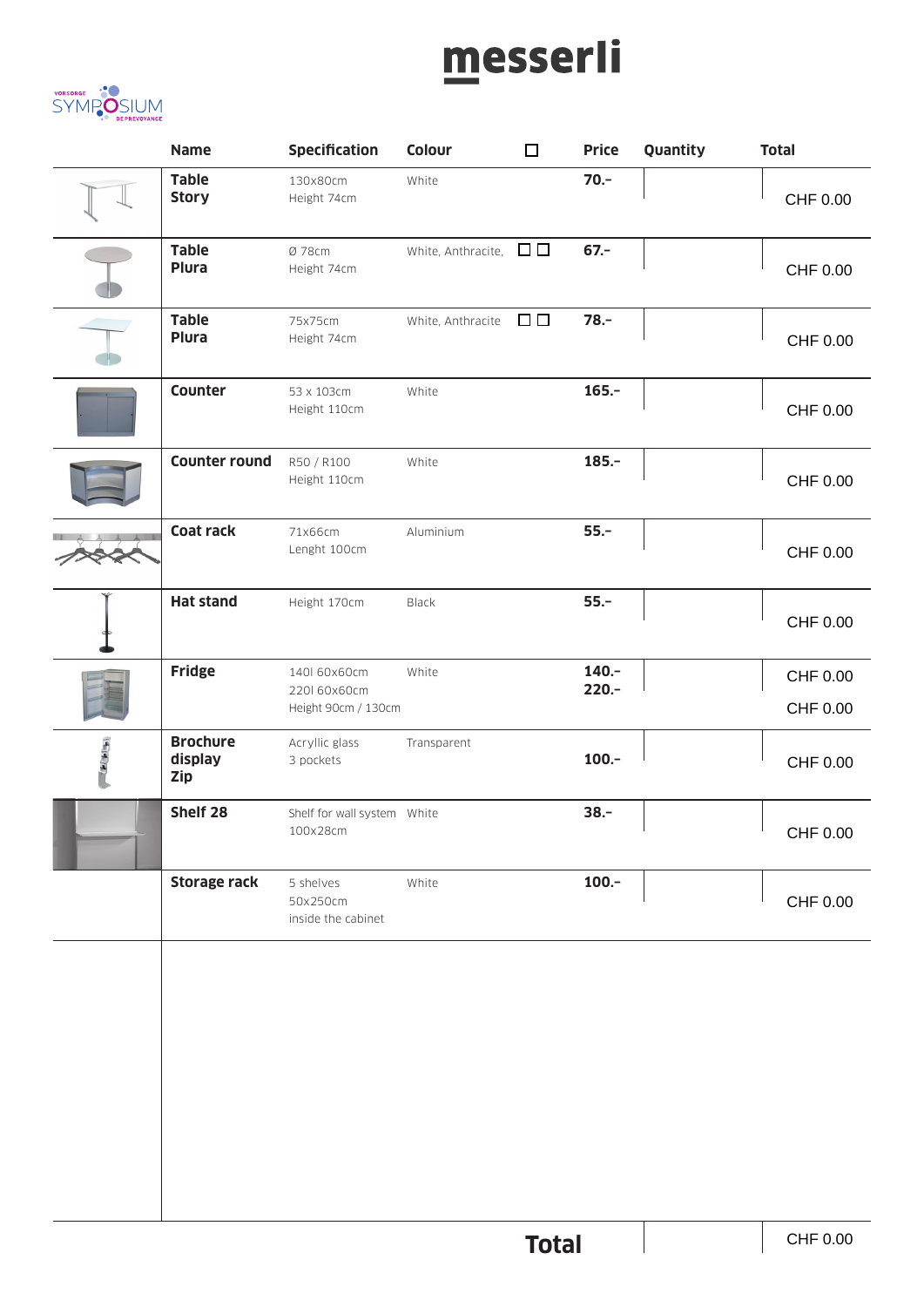# messerli

VORSORGE SYMPOSIUM DE PREVOYANCE

| | Name | Specification | Colour | ☐ | Price | Quantity | Total |
|---|---|---|---|---|---|---|---|
| | **Table Story** | 130x80cm<br>Height 74cm | White | | **70.-** | | CHF 0.00 |
| | **Table Plura** | Ø 78cm<br>Height 74cm | White, Anthracite, | ☐ ☐ | **67.-** | | CHF 0.00 |
| | **Table Plura** | 75x75cm<br>Height 74cm | White, Anthracite | ☐ ☐ | **78.-** | | CHF 0.00 |
| | **Counter** | 53 x 103cm<br>Height 110cm | White | | **165.-** | | CHF 0.00 |
| | **Counter round** | R50 / R100<br>Height 110cm | White | | **185.-** | | CHF 0.00 |
| | **Coat rack** | 71x66cm<br>Lenght 100cm | Aluminium | | **55.-** | | CHF 0.00 |
| | **Hat stand** | Height 170cm | Black | | **55.-** | | CHF 0.00 |
| | **Fridge** | 140l 60x60cm<br>220l 60x60cm<br>Height 90cm / 130cm | White | | **140.-**<br>**220.-** | | CHF 0.00<br>CHF 0.00 |
| | **Brochure display Zip** | Acryllic glass<br>3 pockets | Transparent | | **100.-** | | CHF 0.00 |
| | **Shelf 28** | Shelf for wall system<br>100x28cm | White | | **38.-** | | CHF 0.00 |
| | **Storage rack** | 5 shelves<br>50x250cm<br>inside the cabinet | White | | **100.-** | | CHF 0.00 |

| | | |
|---|---|---|
| **Total** | | CHF 0.00 |